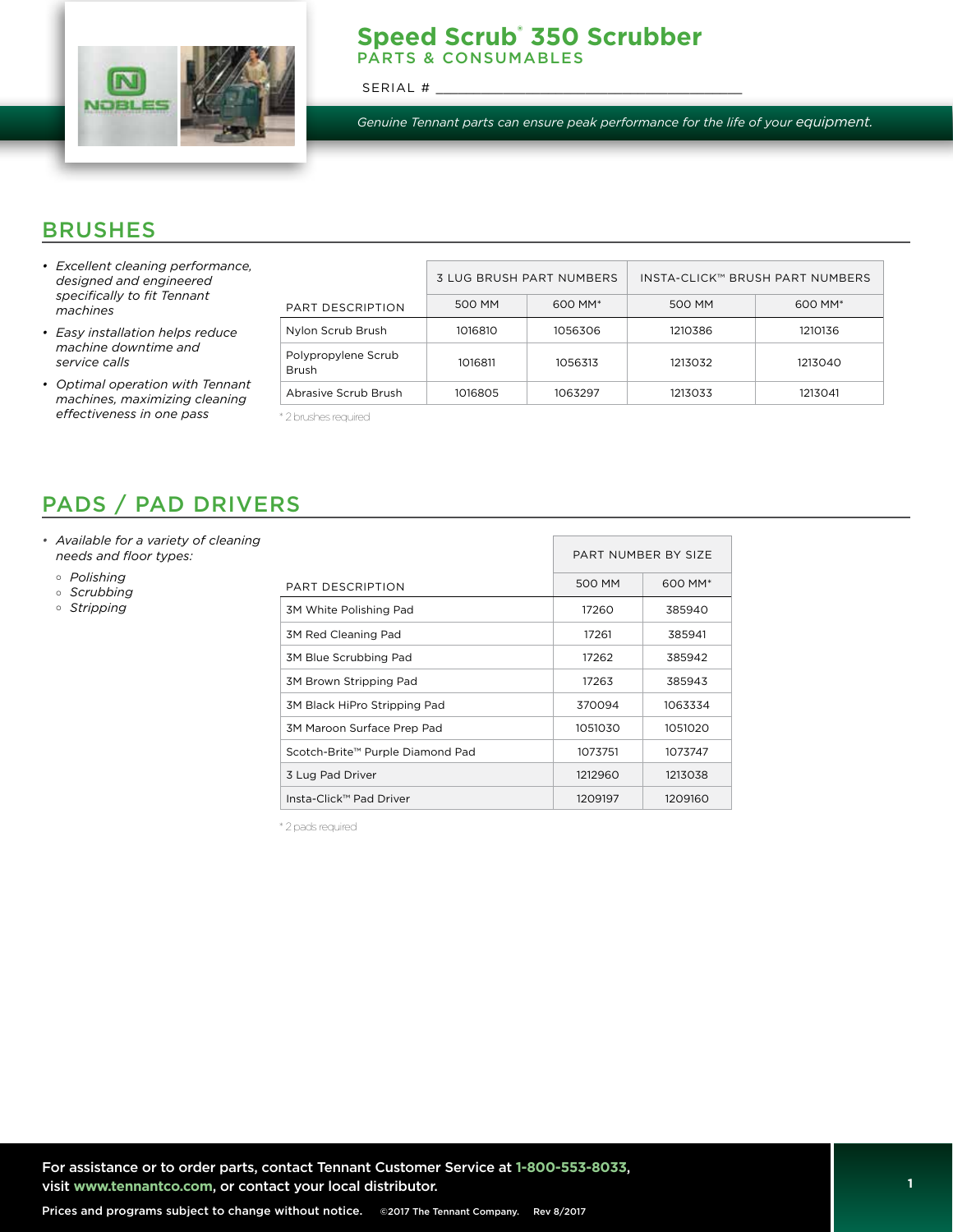# Speed Scrub® 350 Scrubber

## PARTS & CONSUMABLES

SERIAL # ___________________________________

*Genuine Tennant parts can ensure peak performance for the life of your equipment.*

## BRUSHES

- *Excellent cleaning performance, designed and engineered specifically to fit Tennant machines*
- *Easy installation helps reduce machine downtime and service calls*
- *Optimal operation with Tennant machines, maximizing cleaning effectiveness in one pass*

| PART DESCRIPTION | 3 LUG BRUSH PART NUMBERS | | INSTA-CLICK™ BRUSH PART NUMBERS | |
|---|---|---|---|---|
| | 500 MM | 600 MM* | 500 MM | 600 MM* |
| Nylon Scrub Brush | 1016810 | 1056306 | 1210386 | 1210136 |
| Polypropylene Scrub Brush | 1016811 | 1056313 | 1213032 | 1213040 |
| Abrasive Scrub Brush | 1016805 | 1063297 | 1213033 | 1213041 |

\* 2 brushes required

## PADS / PAD DRIVERS

- *Available for a variety of cleaning needs and floor types:*
  - *Polishing*
  - *Scrubbing*
  - *Stripping*

| PART DESCRIPTION | PART NUMBER BY SIZE | |
|---|---|---|
| | 500 MM | 600 MM* |
| 3M White Polishing Pad | 17260 | 385940 |
| 3M Red Cleaning Pad | 17261 | 385941 |
| 3M Blue Scrubbing Pad | 17262 | 385942 |
| 3M Brown Stripping Pad | 17263 | 385943 |
| 3M Black HiPro Stripping Pad | 370094 | 1063334 |
| 3M Maroon Surface Prep Pad | 1051030 | 1051020 |
| Scotch-Brite™ Purple Diamond Pad | 1073751 | 1073747 |
| 3 Lug Pad Driver | 1212960 | 1213038 |
| Insta-Click™ Pad Driver | 1209197 | 1209160 |

\* 2 pads required

**For assistance or to order parts, contact Tennant Customer Service at 1-800-553-8033, visit www.tennantco.com, or contact your local distributor.**

**Prices and programs subject to change without notice.** ©2017 The Tennant Company. Rev 8/2017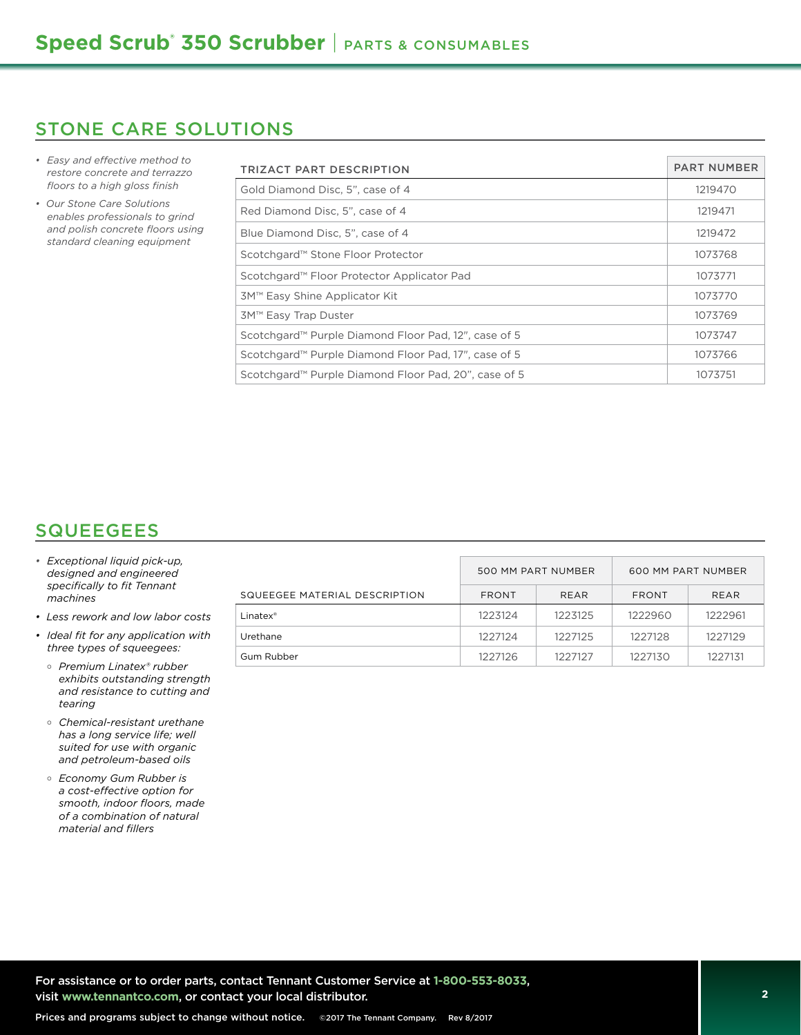# Speed Scrub® 350 Scrubber | PARTS & CONSUMABLES

## STONE CARE SOLUTIONS

- *Easy and effective method to restore concrete and terrazzo floors to a high gloss finish*
- *Our Stone Care Solutions enables professionals to grind and polish concrete floors using standard cleaning equipment*

| TRIZACT PART DESCRIPTION | PART NUMBER |
|---|---|
| Gold Diamond Disc, 5", case of 4 | 1219470 |
| Red Diamond Disc, 5", case of 4 | 1219471 |
| Blue Diamond Disc, 5", case of 4 | 1219472 |
| Scotchgard™ Stone Floor Protector | 1073768 |
| Scotchgard™ Floor Protector Applicator Pad | 1073771 |
| 3M™ Easy Shine Applicator Kit | 1073770 |
| 3M™ Easy Trap Duster | 1073769 |
| Scotchgard™ Purple Diamond Floor Pad, 12", case of 5 | 1073747 |
| Scotchgard™ Purple Diamond Floor Pad, 17", case of 5 | 1073766 |
| Scotchgard™ Purple Diamond Floor Pad, 20", case of 5 | 1073751 |

## SQUEEGEES

- *Exceptional liquid pick-up, designed and engineered specifically to fit Tennant machines*
- *Less rework and low labor costs*
- *Ideal fit for any application with three types of squeegees:*
  - *Premium Linatex® rubber exhibits outstanding strength and resistance to cutting and tearing*
  - *Chemical-resistant urethane has a long service life; well suited for use with organic and petroleum-based oils*
  - *Economy Gum Rubber is a cost-effective option for smooth, indoor floors, made of a combination of natural material and fillers*

| | 500 MM PART NUMBER | | 600 MM PART NUMBER | |
|---|---|---|---|---|
| SQUEEGEE MATERIAL DESCRIPTION | FRONT | REAR | FRONT | REAR |
| Linatex® | 1223124 | 1223125 | 1222960 | 1222961 |
| Urethane | 1227124 | 1227125 | 1227128 | 1227129 |
| Gum Rubber | 1227126 | 1227127 | 1227130 | 1227131 |

**For assistance or to order parts, contact Tennant Customer Service at 1-800-553-8033, visit www.tennantco.com, or contact your local distributor.**

**Prices and programs subject to change without notice.** ©2017 The Tennant Company. Rev 8/2017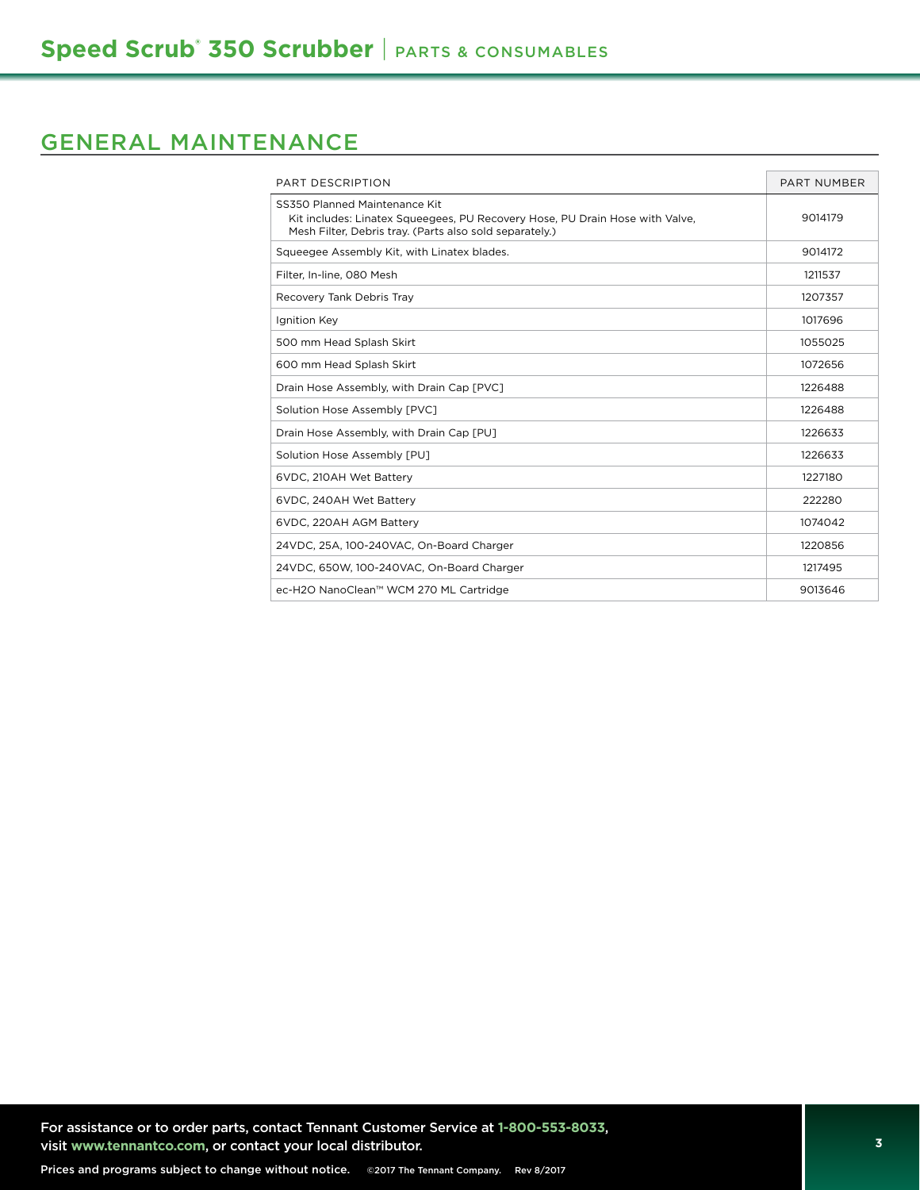## GENERAL MAINTENANCE

| PART DESCRIPTION | PART NUMBER |
|---|---|
| SS350 Planned Maintenance Kit<br>Kit includes: Linatex Squeegees, PU Recovery Hose, PU Drain Hose with Valve, Mesh Filter, Debris tray. (Parts also sold separately.) | 9014179 |
| Squeegee Assembly Kit, with Linatex blades. | 9014172 |
| Filter, In-line, 080 Mesh | 1211537 |
| Recovery Tank Debris Tray | 1207357 |
| Ignition Key | 1017696 |
| 500 mm Head Splash Skirt | 1055025 |
| 600 mm Head Splash Skirt | 1072656 |
| Drain Hose Assembly, with Drain Cap [PVC] | 1226488 |
| Solution Hose Assembly [PVC] | 1226488 |
| Drain Hose Assembly, with Drain Cap [PU] | 1226633 |
| Solution Hose Assembly [PU] | 1226633 |
| 6VDC, 210AH Wet Battery | 1227180 |
| 6VDC, 240AH Wet Battery | 222280 |
| 6VDC, 220AH AGM Battery | 1074042 |
| 24VDC, 25A, 100-240VAC, On-Board Charger | 1220856 |
| 24VDC, 650W, 100-240VAC, On-Board Charger | 1217495 |
| ec-H2O NanoClean™ WCM 270 ML Cartridge | 9013646 |

For assistance or to order parts, contact Tennant Customer Service at **1-800-553-8033**, visit **www.tennantco.com**, or contact your local distributor.

Prices and programs subject to change without notice. ©2017 The Tennant Company. Rev 8/2017